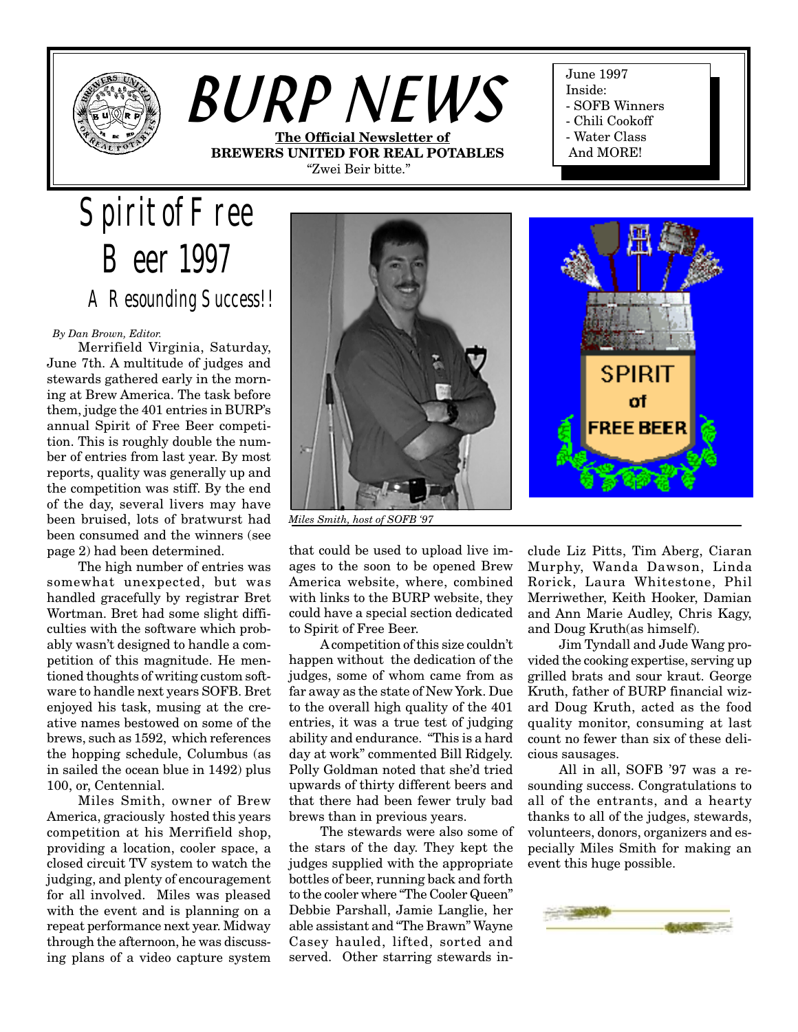# BURP NEWS

**The Official Newsletter of**
**BREWERS UNITED FOR REAL POTABLES**
"Zwei Beir bitte."

June 1997
Inside:
- SOFB Winners
- Chili Cookoff
- Water Class
And MORE!

# Spirit of Free Beer 1997

## A Resounding Success!!

*By Dan Brown, Editor.*

Merrifield Virginia, Saturday, June 7th. A multitude of judges and stewards gathered early in the morning at Brew America. The task before them, judge the 401 entries in BURP's annual Spirit of Free Beer competition. This is roughly double the number of entries from last year. By most reports, quality was generally up and the competition was stiff. By the end of the day, several livers may have been bruised, lots of bratwurst had been consumed and the winners (see page 2) had been determined.

The high number of entries was somewhat unexpected, but was handled gracefully by registrar Bret Wortman. Bret had some slight difficulties with the software which probably wasn't designed to handle a competition of this magnitude. He mentioned thoughts of writing custom software to handle next years SOFB. Bret enjoyed his task, musing at the creative names bestowed on some of the brews, such as 1592, which references the hopping schedule, Columbus (as in sailed the ocean blue in 1492) plus 100, or, Centennial.

Miles Smith, owner of Brew America, graciously hosted this years competition at his Merrifield shop, providing a location, cooler space, a closed circuit TV system to watch the judging, and plenty of encouragement for all involved. Miles was pleased with the event and is planning on a repeat performance next year. Midway through the afternoon, he was discussing plans of a video capture system that could be used to upload live images to the soon to be opened Brew America website, where, combined with links to the BURP website, they could have a special section dedicated to Spirit of Free Beer.

*Miles Smith, host of SOFB '97*

A competition of this size couldn't happen without the dedication of the judges, some of whom came from as far away as the state of New York. Due to the overall high quality of the 401 entries, it was a true test of judging ability and endurance. "This is a hard day at work" commented Bill Ridgely. Polly Goldman noted that she'd tried upwards of thirty different beers and that there had been fewer truly bad brews than in previous years.

The stewards were also some of the stars of the day. They kept the judges supplied with the appropriate bottles of beer, running back and forth to the cooler where "The Cooler Queen" Debbie Parshall, Jamie Langlie, her able assistant and "The Brawn" Wayne Casey hauled, lifted, sorted and served. Other starring stewards include Liz Pitts, Tim Aberg, Ciaran Murphy, Wanda Dawson, Linda Rorick, Laura Whitestone, Phil Merriwether, Keith Hooker, Damian and Ann Marie Audley, Chris Kagy, and Doug Kruth(as himself).

Jim Tyndall and Jude Wang provided the cooking expertise, serving up grilled brats and sour kraut. George Kruth, father of BURP financial wizard Doug Kruth, acted as the food quality monitor, consuming at last count no fewer than six of these delicious sausages.

All in all, SOFB '97 was a resounding success. Congratulations to all of the entrants, and a hearty thanks to all of the judges, stewards, volunteers, donors, organizers and especially Miles Smith for making an event this huge possible.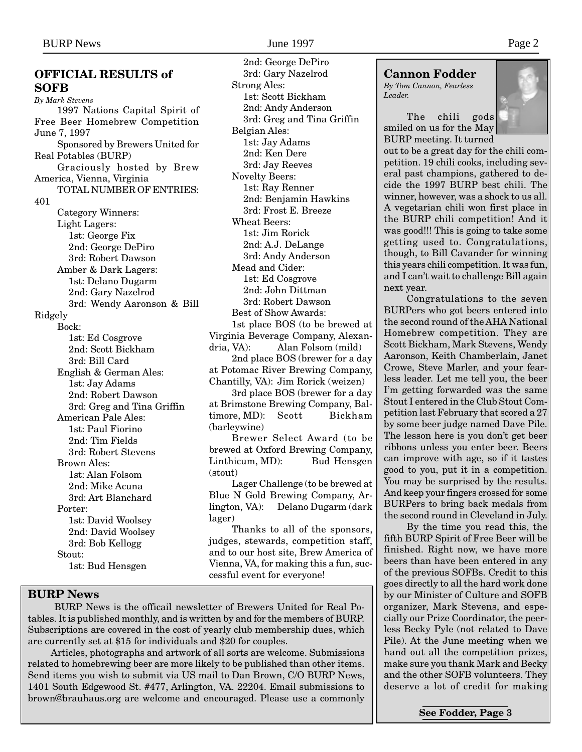## OFFICIAL RESULTS of SOFB

*By Mark Stevens*

1997 Nations Capital Spirit of Free Beer Homebrew Competition June 7, 1997

Sponsored by Brewers United for Real Potables (BURP)

Graciously hosted by Brew America, Vienna, Virginia

TOTAL NUMBER OF ENTRIES: 401

Category Winners:

Light Lagers:
- 1st: George Fix
- 2nd: George DePiro
- 3rd: Robert Dawson

Amber & Dark Lagers:
- 1st: Delano Dugarm
- 2nd: Gary Nazelrod
- 3rd: Wendy Aaronson & Bill Ridgely

Bock:
- 1st: Ed Cosgrove
- 2nd: Scott Bickham
- 3rd: Bill Card

English & German Ales:
- 1st: Jay Adams
- 2nd: Robert Dawson
- 3rd: Greg and Tina Griffin

American Pale Ales:
- 1st: Paul Fiorino
- 2nd: Tim Fields
- 3rd: Robert Stevens

Brown Ales:
- 1st: Alan Folsom
- 2nd: Mike Acuna
- 3rd: Art Blanchard

Porter:
- 1st: David Woolsey
- 2nd: David Woolsey
- 3rd: Bob Kellogg

Stout:
- 1st: Bud Hensgen
- 2nd: George DePiro
- 3rd: Gary Nazelrod

Strong Ales:
- 1st: Scott Bickham
- 2nd: Andy Anderson
- 3rd: Greg and Tina Griffin

Belgian Ales:
- 1st: Jay Adams
- 2nd: Ken Dere
- 3rd: Jay Reeves

Novelty Beers:
- 1st: Ray Renner
- 2nd: Benjamin Hawkins
- 3rd: Frost E. Breeze

Wheat Beers:
- 1st: Jim Rorick
- 2nd: A.J. DeLange
- 3rd: Andy Anderson

Mead and Cider:
- 1st: Ed Cosgrove
- 2nd: John Dittman
- 3rd: Robert Dawson

Best of Show Awards:

1st place BOS (to be brewed at Virginia Beverage Company, Alexandria, VA): Alan Folsom (mild)

2nd place BOS (brewer for a day at Potomac River Brewing Company, Chantilly, VA): Jim Rorick (weizen)

3rd place BOS (brewer for a day at Brimstone Brewing Company, Baltimore, MD): Scott Bickham (barleywine)

Brewer Select Award (to be brewed at Oxford Brewing Company, Linthicum, MD): Bud Hensgen (stout)

Lager Challenge (to be brewed at Blue N Gold Brewing Company, Arlington, VA): Delano Dugarm (dark lager)

Thanks to all of the sponsors, judges, stewards, competition staff, and to our host site, Brew America of Vienna, VA, for making this a fun, successful event for everyone!

## BURP News

BURP News is the officail newsletter of Brewers United for Real Potables. It is published monthly, and is written by and for the members of BURP. Subscriptions are covered in the cost of yearly club membership dues, which are currently set at $15 for individuals and $20 for couples.

Articles, photographs and artwork of all sorts are welcome. Submissions related to homebrewing beer are more likely to be published than other items. Send items you wish to submit via US mail to Dan Brown, C/O BURP News, 1401 South Edgewood St. #477, Arlington, VA. 22204. Email submissions to brown@brauhaus.org are welcome and encouraged. Please use a commonly

## Cannon Fodder

*By Tom Cannon, Fearless Leader.*

The chili gods smiled on us for the May BURP meeting. It turned out to be a great day for the chili competition. 19 chili cooks, including several past champions, gathered to decide the 1997 BURP best chili. The winner, however, was a shock to us all. A vegetarian chili won first place in the BURP chili competition! And it was good!!! This is going to take some getting used to. Congratulations, though, to Bill Cavander for winning this years chili competition. It was fun, and I can't wait to challenge Bill again next year.

Congratulations to the seven BURPers who got beers entered into the second round of the AHA National Homebrew competition. They are Scott Bickham, Mark Stevens, Wendy Aaronson, Keith Chamberlain, Janet Crowe, Steve Marler, and your fearless leader. Let me tell you, the beer I'm getting forwarded was the same Stout I entered in the Club Stout Competition last February that scored a 27 by some beer judge named Dave Pile. The lesson here is you don't get beer ribbons unless you enter beer. Beers can improve with age, so if it tastes good to you, put it in a competition. You may be surprised by the results. And keep your fingers crossed for some BURPers to bring back medals from the second round in Cleveland in July.

By the time you read this, the fifth BURP Spirit of Free Beer will be finished. Right now, we have more beers than have been entered in any of the previous SOFBs. Credit to this goes directly to all the hard work done by our Minister of Culture and SOFB organizer, Mark Stevens, and especially our Prize Coordinator, the peerless Becky Pyle (not related to Dave Pile). At the June meeting when we hand out all the competition prizes, make sure you thank Mark and Becky and the other SOFB volunteers. They deserve a lot of credit for making

**See Fodder, Page 3**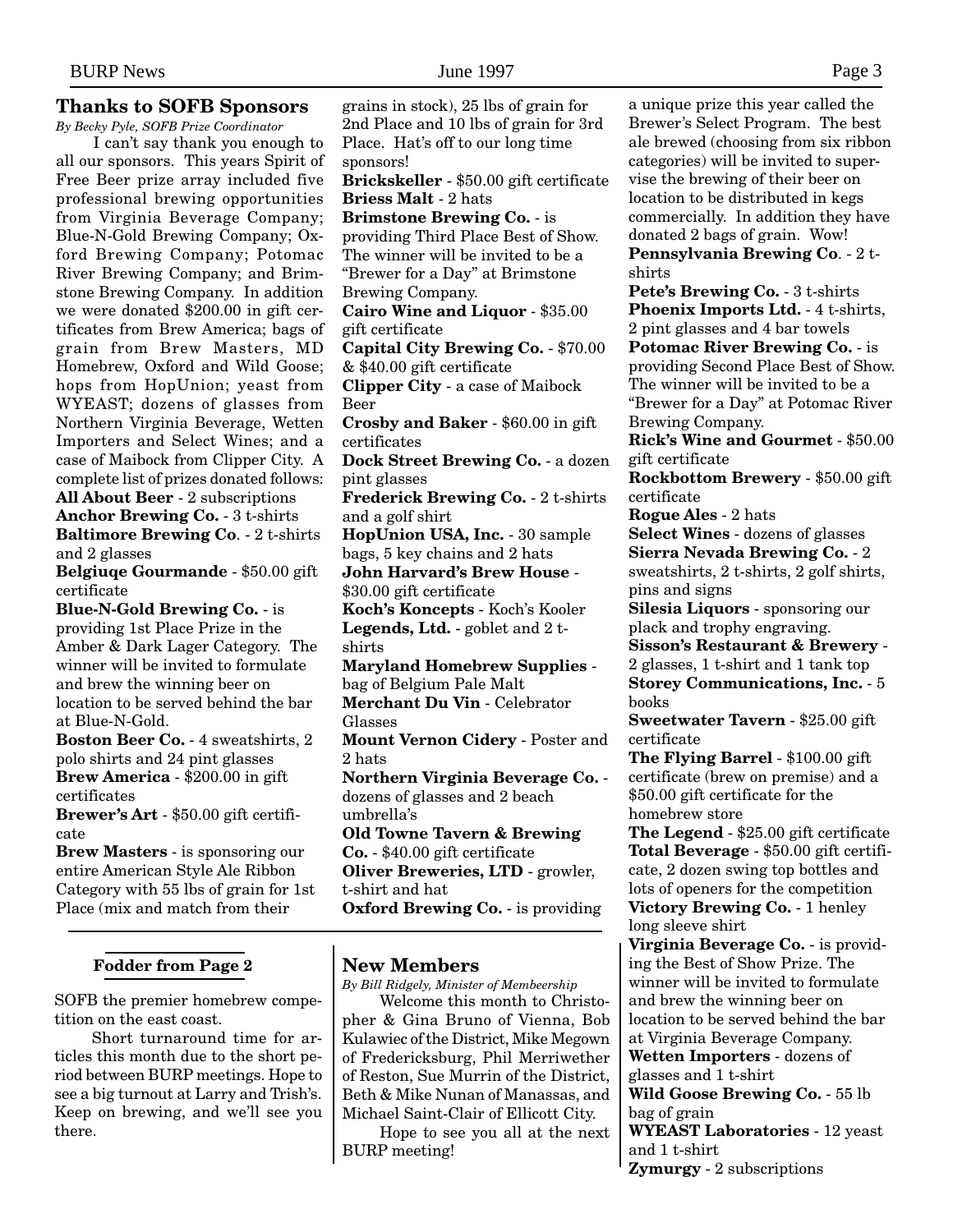## Thanks to SOFB Sponsors

*By Becky Pyle, SOFB Prize Coordinator*

I can't say thank you enough to all our sponsors. This years Spirit of Free Beer prize array included five professional brewing opportunities from Virginia Beverage Company; Blue-N-Gold Brewing Company; Oxford Brewing Company; Potomac River Brewing Company; and Brimstone Brewing Company. In addition we were donated $200.00 in gift certificates from Brew America; bags of grain from Brew Masters, MD Homebrew, Oxford and Wild Goose; hops from HopUnion; yeast from WYEAST; dozens of glasses from Northern Virginia Beverage, Wetten Importers and Select Wines; and a case of Maibock from Clipper City. A complete list of prizes donated follows:

**All About Beer** - 2 subscriptions
**Anchor Brewing Co.** - 3 t-shirts
**Baltimore Brewing Co**. - 2 t-shirts and 2 glasses
**Belgiuqe Gourmande** - $50.00 gift certificate
**Blue-N-Gold Brewing Co.** - is providing 1st Place Prize in the Amber & Dark Lager Category. The winner will be invited to formulate and brew the winning beer on location to be served behind the bar at Blue-N-Gold.
**Boston Beer Co.** - 4 sweatshirts, 2 polo shirts and 24 pint glasses
**Brew America** - $200.00 in gift certificates
**Brewer's Art** - $50.00 gift certificate
**Brew Masters** - is sponsoring our entire American Style Ale Ribbon Category with 55 lbs of grain for 1st Place (mix and match from their grains in stock), 25 lbs of grain for 2nd Place and 10 lbs of grain for 3rd Place. Hat's off to our long time sponsors!
**Brickskeller** - $50.00 gift certificate
**Briess Malt** - 2 hats
**Brimstone Brewing Co.** - is providing Third Place Best of Show. The winner will be invited to be a "Brewer for a Day" at Brimstone Brewing Company.
**Cairo Wine and Liquor** - $35.00 gift certificate
**Capital City Brewing Co.** - $70.00 & $40.00 gift certificate
**Clipper City** - a case of Maibock Beer
**Crosby and Baker** - $60.00 in gift certificates
**Dock Street Brewing Co.** - a dozen pint glasses
**Frederick Brewing Co.** - 2 t-shirts and a golf shirt
**HopUnion USA, Inc.** - 30 sample bags, 5 key chains and 2 hats
**John Harvard's Brew House** - $30.00 gift certificate
**Koch's Koncepts** - Koch's Kooler
**Legends, Ltd.** - goblet and 2 t-shirts
**Maryland Homebrew Supplies** - bag of Belgium Pale Malt
**Merchant Du Vin** - Celebrator Glasses
**Mount Vernon Cidery** - Poster and 2 hats
**Northern Virginia Beverage Co.** - dozens of glasses and 2 beach umbrella's
**Old Towne Tavern & Brewing Co.** - $40.00 gift certificate
**Oliver Breweries, LTD** - growler, t-shirt and hat
**Oxford Brewing Co.** - is providing a unique prize this year called the Brewer's Select Program. The best ale brewed (choosing from six ribbon categories) will be invited to supervise the brewing of their beer on location to be distributed in kegs commercially. In addition they have donated 2 bags of grain. Wow!
**Pennsylvania Brewing Co**. - 2 t-shirts
**Pete's Brewing Co.** - 3 t-shirts
**Phoenix Imports Ltd.** - 4 t-shirts, 2 pint glasses and 4 bar towels
**Potomac River Brewing Co.** - is providing Second Place Best of Show. The winner will be invited to be a "Brewer for a Day" at Potomac River Brewing Company.
**Rick's Wine and Gourmet** - $50.00 gift certificate
**Rockbottom Brewery** - $50.00 gift certificate
**Rogue Ales** - 2 hats
**Select Wines** - dozens of glasses
**Sierra Nevada Brewing Co.** - 2 sweatshirts, 2 t-shirts, 2 golf shirts, pins and signs
**Silesia Liquors** - sponsoring our plack and trophy engraving.
**Sisson's Restaurant & Brewery** - 2 glasses, 1 t-shirt and 1 tank top
**Storey Communications, Inc.** - 5 books
**Sweetwater Tavern** - $25.00 gift certificate
**The Flying Barrel** - $100.00 gift certificate (brew on premise) and a $50.00 gift certificate for the homebrew store
**The Legend** - $25.00 gift certificate
**Total Beverage** - $50.00 gift certificate, 2 dozen swing top bottles and lots of openers for the competition
**Victory Brewing Co.** - 1 henley long sleeve shirt
**Virginia Beverage Co.** - is providing the Best of Show Prize. The winner will be invited to formulate and brew the winning beer on location to be served behind the bar at Virginia Beverage Company.
**Wetten Importers** - dozens of glasses and 1 t-shirt
**Wild Goose Brewing Co.** - 55 lb bag of grain
**WYEAST Laboratories** - 12 yeast and 1 t-shirt
**Zymurgy** - 2 subscriptions

### Fodder from Page 2

SOFB the premier homebrew competition on the east coast.

Short turnaround time for articles this month due to the short period between BURP meetings. Hope to see a big turnout at Larry and Trish's. Keep on brewing, and we'll see you there.

## New Members

*By Bill Ridgely, Minister of Membeership*

Welcome this month to Christopher & Gina Bruno of Vienna, Bob Kulawiec of the District, Mike Megown of Fredericksburg, Phil Merriwether of Reston, Sue Murrin of the District, Beth & Mike Nunan of Manassas, and Michael Saint-Clair of Ellicott City.

Hope to see you all at the next BURP meeting!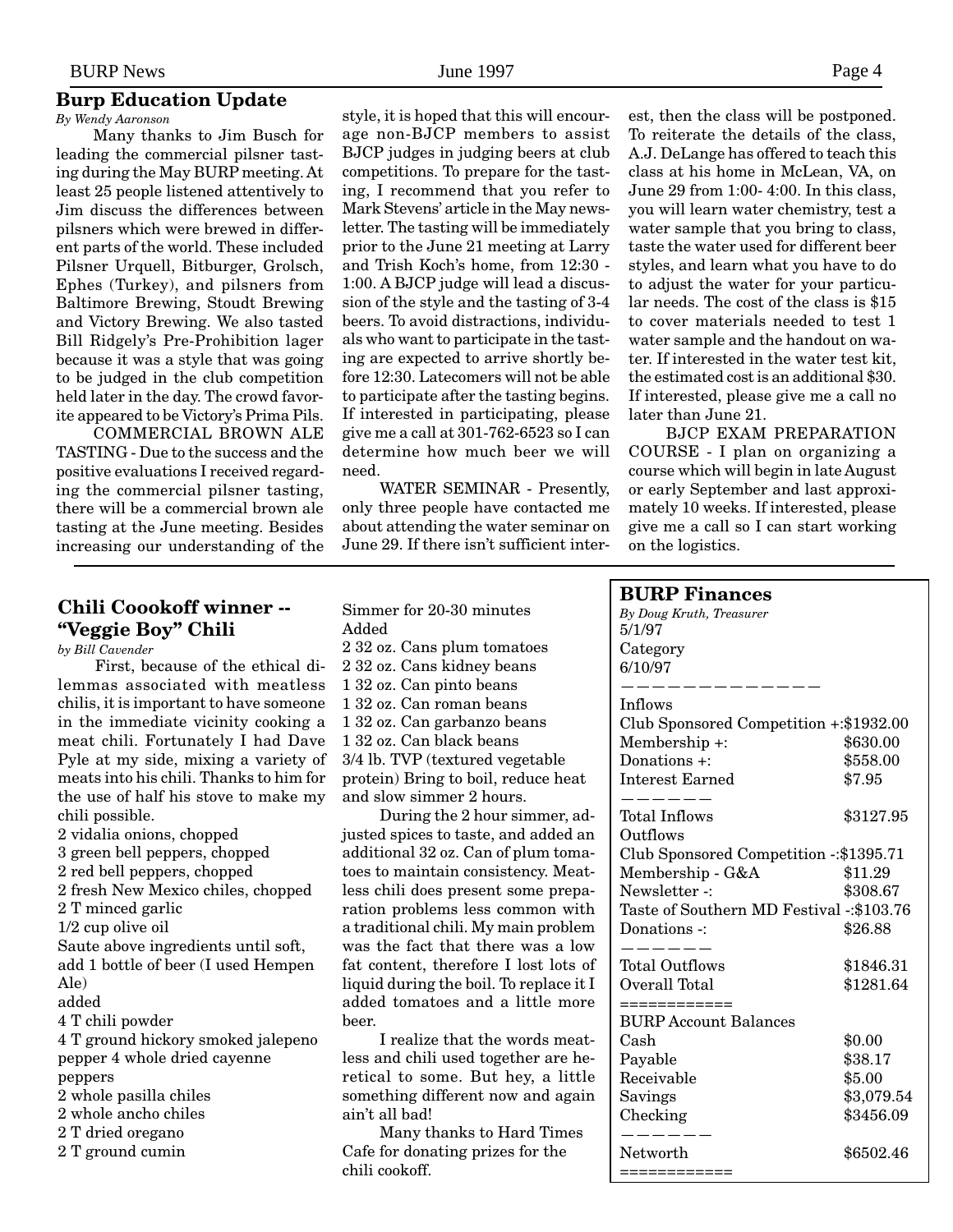## Burp Education Update

*By Wendy Aaronson*

Many thanks to Jim Busch for leading the commercial pilsner tasting during the May BURP meeting. At least 25 people listened attentively to Jim discuss the differences between pilsners which were brewed in different parts of the world. These included Pilsner Urquell, Bitburger, Grolsch, Ephes (Turkey), and pilsners from Baltimore Brewing, Stoudt Brewing and Victory Brewing. We also tasted Bill Ridgely's Pre-Prohibition lager because it was a style that was going to be judged in the club competition held later in the day. The crowd favorite appeared to be Victory's Prima Pils.

COMMERCIAL BROWN ALE TASTING - Due to the success and the positive evaluations I received regarding the commercial pilsner tasting, there will be a commercial brown ale tasting at the June meeting. Besides increasing our understanding of the style, it is hoped that this will encourage non-BJCP members to assist BJCP judges in judging beers at club competitions. To prepare for the tasting, I recommend that you refer to Mark Stevens' article in the May newsletter. The tasting will be immediately prior to the June 21 meeting at Larry and Trish Koch's home, from 12:30 - 1:00. A BJCP judge will lead a discussion of the style and the tasting of 3-4 beers. To avoid distractions, individuals who want to participate in the tasting are expected to arrive shortly before 12:30. Latecomers will not be able to participate after the tasting begins. If interested in participating, please give me a call at 301-762-6523 so I can determine how much beer we will need.

WATER SEMINAR - Presently, only three people have contacted me about attending the water seminar on June 29. If there isn't sufficient interest, then the class will be postponed. To reiterate the details of the class, A.J. DeLange has offered to teach this class at his home in McLean, VA, on June 29 from 1:00- 4:00. In this class, you will learn water chemistry, test a water sample that you bring to class, taste the water used for different beer styles, and learn what you have to do to adjust the water for your particular needs. The cost of the class is $15 to cover materials needed to test 1 water sample and the handout on water. If interested in the water test kit, the estimated cost is an additional $30. If interested, please give me a call no later than June 21.

BJCP EXAM PREPARATION COURSE - I plan on organizing a course which will begin in late August or early September and last approximately 10 weeks. If interested, please give me a call so I can start working on the logistics.

## Chili Coookoff winner -- "Veggie Boy" Chili

*by Bill Cavender*

First, because of the ethical dilemmas associated with meatless chilis, it is important to have someone in the immediate vicinity cooking a meat chili. Fortunately I had Dave Pyle at my side, mixing a variety of meats into his chili. Thanks to him for the use of half his stove to make my chili possible.

2 vidalia onions, chopped
3 green bell peppers, chopped
2 red bell peppers, chopped
2 fresh New Mexico chiles, chopped
2 T minced garlic
1/2 cup olive oil
Saute above ingredients until soft, add 1 bottle of beer (I used Hempen Ale)
added
4 T chili powder
4 T ground hickory smoked jalepeno pepper 4 whole dried cayenne peppers
2 whole pasilla chiles
2 whole ancho chiles
2 T dried oregano
2 T ground cumin
Simmer for 20-30 minutes
Added
2 32 oz. Cans plum tomatoes
2 32 oz. Cans kidney beans
1 32 oz. Can pinto beans
1 32 oz. Can roman beans
1 32 oz. Can garbanzo beans
1 32 oz. Can black beans
3/4 lb. TVP (textured vegetable protein) Bring to boil, reduce heat and slow simmer 2 hours.

During the 2 hour simmer, adjusted spices to taste, and added an additional 32 oz. Can of plum tomatoes to maintain consistency. Meatless chili does present some preparation problems less common with a traditional chili. My main problem was the fact that there was a low fat content, therefore I lost lots of liquid during the boil. To replace it I added tomatoes and a little more beer.

I realize that the words meatless and chili used together are heretical to some. But hey, a little something different now and again ain't all bad!

Many thanks to Hard Times Cafe for donating prizes for the chili cookoff.

## BURP Finances

*By Doug Kruth, Treasurer*

5/1/97
Category
6/10/97

| | |
|---|---|
| **Inflows** | |
| Club Sponsored Competition +: | $1932.00 |
| Membership +: | $630.00 |
| Donations +: | $558.00 |
| Interest Earned | $7.95 |
| Total Inflows | $3127.95 |
| **Outflows** | |
| Club Sponsored Competition -: | $1395.71 |
| Membership - G&A | $11.29 |
| Newsletter -: | $308.67 |
| Taste of Southern MD Festival -: | $103.76 |
| Donations -: | $26.88 |
| Total Outflows | $1846.31 |
| Overall Total | $1281.64 |
| **BURP Account Balances** | |
| Cash | $0.00 |
| Payable | $38.17 |
| Receivable | $5.00 |
| Savings | $3,079.54 |
| Checking | $3456.09 |
| Networth | $6502.46 |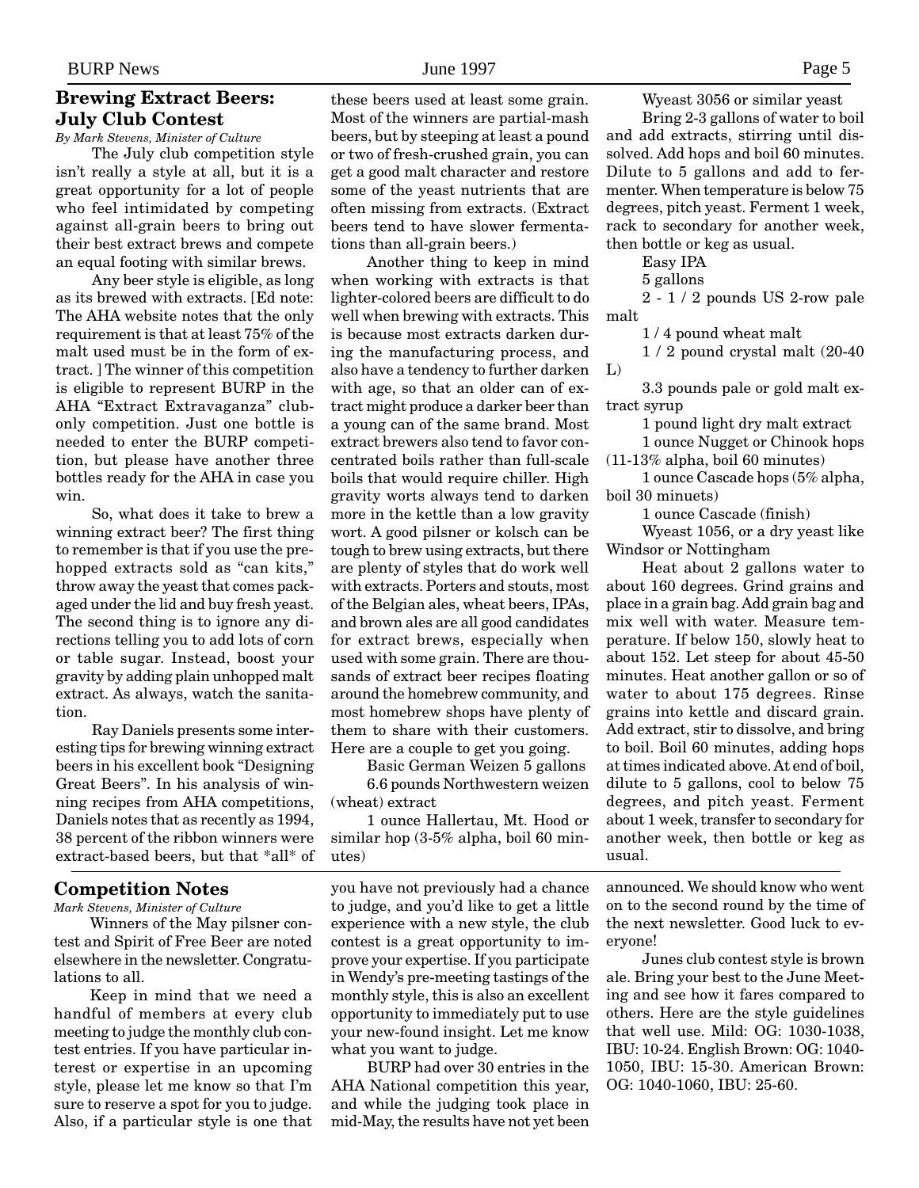## Brewing Extract Beers: July Club Contest

*By Mark Stevens, Minister of Culture*

The July club competition style isn't really a style at all, but it is a great opportunity for a lot of people who feel intimidated by competing against all-grain beers to bring out their best extract brews and compete an equal footing with similar brews.

Any beer style is eligible, as long as its brewed with extracts. [Ed note: The AHA website notes that the only requirement is that at least 75% of the malt used must be in the form of extract. ] The winner of this competition is eligible to represent BURP in the AHA "Extract Extravaganza" club-only competition. Just one bottle is needed to enter the BURP competition, but please have another three bottles ready for the AHA in case you win.

So, what does it take to brew a winning extract beer? The first thing to remember is that if you use the prehopped extracts sold as "can kits," throw away the yeast that comes packaged under the lid and buy fresh yeast. The second thing is to ignore any directions telling you to add lots of corn or table sugar. Instead, boost your gravity by adding plain unhopped malt extract. As always, watch the sanitation.

Ray Daniels presents some interesting tips for brewing winning extract beers in his excellent book "Designing Great Beers". In his analysis of winning recipes from AHA competitions, Daniels notes that as recently as 1994, 38 percent of the ribbon winners were extract-based beers, but that *all* of these beers used at least some grain. Most of the winners are partial-mash beers, but by steeping at least a pound or two of fresh-crushed grain, you can get a good malt character and restore some of the yeast nutrients that are often missing from extracts. (Extract beers tend to have slower fermentations than all-grain beers.)

Another thing to keep in mind when working with extracts is that lighter-colored beers are difficult to do well when brewing with extracts. This is because most extracts darken during the manufacturing process, and also have a tendency to further darken with age, so that an older can of extract might produce a darker beer than a young can of the same brand. Most extract brewers also tend to favor concentrated boils rather than full-scale boils that would require chiller. High gravity worts always tend to darken more in the kettle than a low gravity wort. A good pilsner or kolsch can be tough to brew using extracts, but there are plenty of styles that do work well with extracts. Porters and stouts, most of the Belgian ales, wheat beers, IPAs, and brown ales are all good candidates for extract brews, especially when used with some grain. There are thousands of extract beer recipes floating around the homebrew community, and most homebrew shops have plenty of them to share with their customers. Here are a couple to get you going.

Basic German Weizen 5 gallons

6.6 pounds Northwestern weizen (wheat) extract

1 ounce Hallertau, Mt. Hood or similar hop (3-5% alpha, boil 60 minutes)

Wyeast 3056 or similar yeast

Bring 2-3 gallons of water to boil and add extracts, stirring until dissolved. Add hops and boil 60 minutes. Dilute to 5 gallons and add to fermenter. When temperature is below 75 degrees, pitch yeast. Ferment 1 week, rack to secondary for another week, then bottle or keg as usual.

Easy IPA

5 gallons

2 - 1 / 2 pounds US 2-row pale malt

1 / 4 pound wheat malt

1 / 2 pound crystal malt (20-40 L)

3.3 pounds pale or gold malt extract syrup

1 pound light dry malt extract

1 ounce Nugget or Chinook hops (11-13% alpha, boil 60 minutes)

1 ounce Cascade hops (5% alpha, boil 30 minuets)

1 ounce Cascade (finish)

Wyeast 1056, or a dry yeast like Windsor or Nottingham

Heat about 2 gallons water to about 160 degrees. Grind grains and place in a grain bag. Add grain bag and mix well with water. Measure temperature. If below 150, slowly heat to about 152. Let steep for about 45-50 minutes. Heat another gallon or so of water to about 175 degrees. Rinse grains into kettle and discard grain. Add extract, stir to dissolve, and bring to boil. Boil 60 minutes, adding hops at times indicated above. At end of boil, dilute to 5 gallons, cool to below 75 degrees, and pitch yeast. Ferment about 1 week, transfer to secondary for another week, then bottle or keg as usual.

## Competition Notes

*Mark Stevens, Minister of Culture*

Winners of the May pilsner contest and Spirit of Free Beer are noted elsewhere in the newsletter. Congratulations to all.

Keep in mind that we need a handful of members at every club meeting to judge the monthly club contest entries. If you have particular interest or expertise in an upcoming style, please let me know so that I'm sure to reserve a spot for you to judge. Also, if a particular style is one that you have not previously had a chance to judge, and you'd like to get a little experience with a new style, the club contest is a great opportunity to improve your expertise. If you participate in Wendy's pre-meeting tastings of the monthly style, this is also an excellent opportunity to immediately put to use your new-found insight. Let me know what you want to judge.

BURP had over 30 entries in the AHA National competition this year, and while the judging took place in mid-May, the results have not yet been announced. We should know who went on to the second round by the time of the next newsletter. Good luck to everyone!

Junes club contest style is brown ale. Bring your best to the June Meeting and see how it fares compared to others. Here are the style guidelines that well use. Mild: OG: 1030-1038, IBU: 10-24. English Brown: OG: 1040-1050, IBU: 15-30. American Brown: OG: 1040-1060, IBU: 25-60.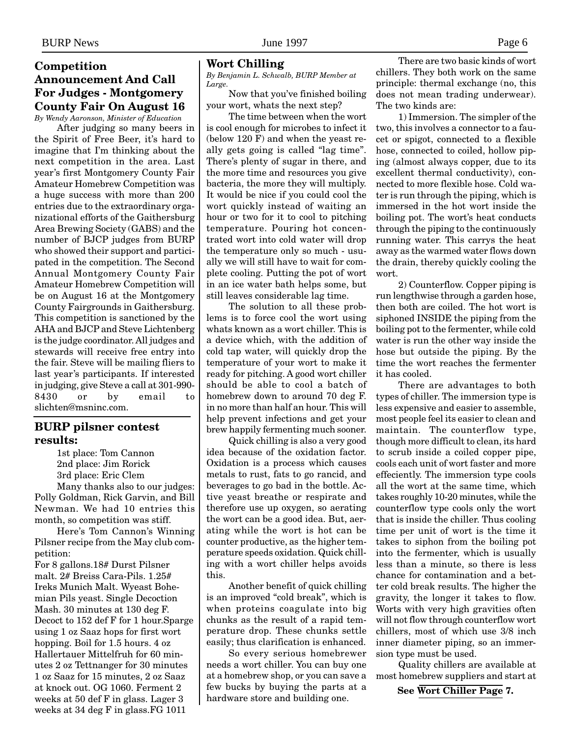## Competition Announcement And Call For Judges - Montgomery County Fair On August 16

*By Wendy Aaronson, Minister of Education*

After judging so many beers in the Spirit of Free Beer, it's hard to imagine that I'm thinking about the next competition in the area. Last year's first Montgomery County Fair Amateur Homebrew Competition was a huge success with more than 200 entries due to the extraordinary organizational efforts of the Gaithersburg Area Brewing Society (GABS) and the number of BJCP judges from BURP who showed their support and participated in the competition. The Second Annual Montgomery County Fair Amateur Homebrew Competition will be on August 16 at the Montgomery County Fairgrounds in Gaithersburg. This competition is sanctioned by the AHA and BJCP and Steve Lichtenberg is the judge coordinator. All judges and stewards will receive free entry into the fair. Steve will be mailing fliers to last year's participants. If interested in judging, give Steve a call at 301-990-8430 or by email to slichten@msninc.com.

## BURP pilsner contest results:

1st place: Tom Cannon
2nd place: Jim Rorick
3rd place: Eric Clem

Many thanks also to our judges: Polly Goldman, Rick Garvin, and Bill Newman. We had 10 entries this month, so competition was stiff.

Here's Tom Cannon's Winning Pilsner recipe from the May club competition:

For 8 gallons.18# Durst Pilsner malt. 2# Breiss Cara-Pils. 1.25# Ireks Munich Malt. Wyeast Bohemian Pils yeast. Single Decoction Mash. 30 minutes at 130 deg F. Decoct to 152 def F for 1 hour.Sparge using 1 oz Saaz hops for first wort hopping. Boil for 1.5 hours. 4 oz Hallertauer Mittelfruh for 60 minutes 2 oz Tettnanger for 30 minutes 1 oz Saaz for 15 minutes, 2 oz Saaz at knock out. OG 1060. Ferment 2 weeks at 50 def F in glass. Lager 3 weeks at 34 deg F in glass.FG 1011

## Wort Chilling

*By Benjamin L. Schwalb, BURP Member at Large.*

Now that you've finished boiling your wort, whats the next step?

The time between when the wort is cool enough for microbes to infect it (below 120 F) and when the yeast really gets going is called "lag time". There's plenty of sugar in there, and the more time and resources you give bacteria, the more they will multiply. It would be nice if you could cool the wort quickly instead of waiting an hour or two for it to cool to pitching temperature. Pouring hot concentrated wort into cold water will drop the temperature only so much - usually we will still have to wait for complete cooling. Putting the pot of wort in an ice water bath helps some, but still leaves considerable lag time.

The solution to all these problems is to force cool the wort using whats known as a wort chiller. This is a device which, with the addition of cold tap water, will quickly drop the temperature of your wort to make it ready for pitching. A good wort chiller should be able to cool a batch of homebrew down to around 70 deg F. in no more than half an hour. This will help prevent infections and get your brew happily fermenting much sooner.

Quick chilling is also a very good idea because of the oxidation factor. Oxidation is a process which causes metals to rust, fats to go rancid, and beverages to go bad in the bottle. Active yeast breathe or respirate and therefore use up oxygen, so aerating the wort can be a good idea. But, aerating while the wort is hot can be counter productive, as the higher temperature speeds oxidation. Quick chilling with a wort chiller helps avoids this.

Another benefit of quick chilling is an improved "cold break", which is when proteins coagulate into big chunks as the result of a rapid temperature drop. These chunks settle easily; thus clarification is enhanced.

So every serious homebrewer needs a wort chiller. You can buy one at a homebrew shop, or you can save a few bucks by buying the parts at a hardware store and building one.

There are two basic kinds of wort chillers. They both work on the same principle: thermal exchange (no, this does not mean trading underwear). The two kinds are:

1) Immersion. The simpler of the two, this involves a connector to a faucet or spigot, connected to a flexible hose, connected to coiled, hollow piping (almost always copper, due to its excellent thermal conductivity), connected to more flexible hose. Cold water is run through the piping, which is immersed in the hot wort inside the boiling pot. The wort's heat conducts through the piping to the continuously running water. This carrys the heat away as the warmed water flows down the drain, thereby quickly cooling the wort.

2) Counterflow. Copper piping is run lengthwise through a garden hose, then both are coiled. The hot wort is siphoned INSIDE the piping from the boiling pot to the fermenter, while cold water is run the other way inside the hose but outside the piping. By the time the wort reaches the fermenter it has cooled.

There are advantages to both types of chiller. The immersion type is less expensive and easier to assemble, most people feel its easier to clean and maintain. The counterflow type, though more difficult to clean, its hard to scrub inside a coiled copper pipe, cools each unit of wort faster and more effeciently. The immersion type cools all the wort at the same time, which takes roughly 10-20 minutes, while the counterflow type cools only the wort that is inside the chiller. Thus cooling time per unit of wort is the time it takes to siphon from the boiling pot into the fermenter, which is usually less than a minute, so there is less chance for contamination and a better cold break results. The higher the gravity, the longer it takes to flow. Worts with very high gravities often will not flow through counterflow wort chillers, most of which use 3/8 inch inner diameter piping, so an immersion type must be used.

Quality chillers are available at most homebrew suppliers and start at

**See Wort Chiller Page 7.**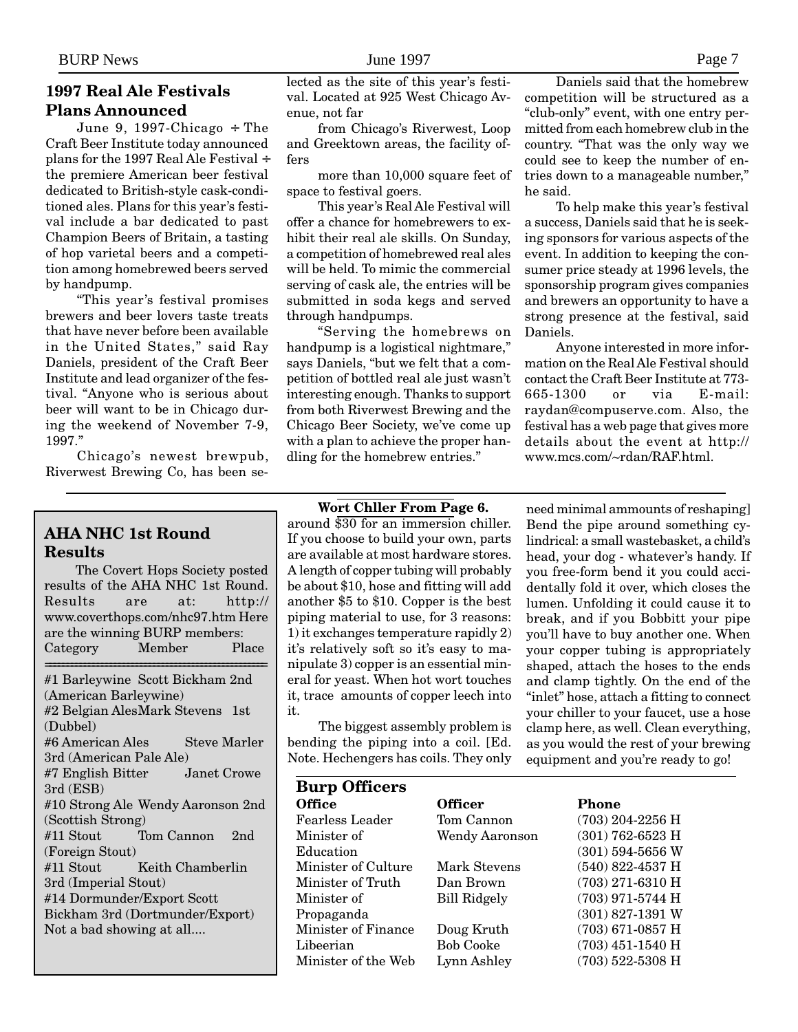## 1997 Real Ale Festivals Plans Announced

June 9, 1997-Chicago ÷ The Craft Beer Institute today announced plans for the 1997 Real Ale Festival ÷ the premiere American beer festival dedicated to British-style cask-conditioned ales. Plans for this year's festival include a bar dedicated to past Champion Beers of Britain, a tasting of hop varietal beers and a competition among homebrewed beers served by handpump.

"This year's festival promises brewers and beer lovers taste treats that have never before been available in the United States," said Ray Daniels, president of the Craft Beer Institute and lead organizer of the festival. "Anyone who is serious about beer will want to be in Chicago during the weekend of November 7-9, 1997."

Chicago's newest brewpub, Riverwest Brewing Co, has been selected as the site of this year's festival. Located at 925 West Chicago Avenue, not far

from Chicago's Riverwest, Loop and Greektown areas, the facility offers

more than 10,000 square feet of space to festival goers.

This year's Real Ale Festival will offer a chance for homebrewers to exhibit their real ale skills. On Sunday, a competition of homebrewed real ales will be held. To mimic the commercial serving of cask ale, the entries will be submitted in soda kegs and served through handpumps.

"Serving the homebrews on handpump is a logistical nightmare," says Daniels, "but we felt that a competition of bottled real ale just wasn't interesting enough. Thanks to support from both Riverwest Brewing and the Chicago Beer Society, we've come up with a plan to achieve the proper handling for the homebrew entries."

Daniels said that the homebrew competition will be structured as a "club-only" event, with one entry permitted from each homebrew club in the country. "That was the only way we could see to keep the number of entries down to a manageable number," he said.

To help make this year's festival a success, Daniels said that he is seeking sponsors for various aspects of the event. In addition to keeping the consumer price steady at 1996 levels, the sponsorship program gives companies and brewers an opportunity to have a strong presence at the festival, said Daniels.

Anyone interested in more information on the Real Ale Festival should contact the Craft Beer Institute at 773-665-1300 or via E-mail: raydan@compuserve.com. Also, the festival has a web page that gives more details about the event at http://www.mcs.com/~rdan/RAF.html.

## AHA NHC 1st Round Results

The Covert Hops Society posted results of the AHA NHC 1st Round. Results are at: http://www.coverthops.com/nhc97.htm Here are the winning BURP members:

| Category | Member | Place |
|---|---|---|
| #1 Barleywine | Scott Bickham | 2nd (American Barleywine) |
| #2 Belgian Ales | Mark Stevens | 1st (Dubbel) |
| #6 American Ales | Steve Marler | 3rd (American Pale Ale) |
| #7 English Bitter | Janet Crowe | 3rd (ESB) |
| #10 Strong Ale | Wendy Aaronson | 2nd (Scottish Strong) |
| #11 Stout | Tom Cannon | 2nd (Foreign Stout) |
| #11 Stout | Keith Chamberlin | 3rd (Imperial Stout) |
| #14 Dormunder/Export | Scott Bickham | 3rd (Dortmunder/Export) |

Not a bad showing at all....

**Wort Chller From Page 6.**

around $30 for an immersion chiller. If you choose to build your own, parts are available at most hardware stores. A length of copper tubing will probably be about $10, hose and fitting will add another $5 to $10. Copper is the best piping material to use, for 3 reasons: 1) it exchanges temperature rapidly 2) it's relatively soft so it's easy to manipulate 3) copper is an essential mineral for yeast. When hot wort touches it, trace amounts of copper leech into it.

The biggest assembly problem is bending the piping into a coil. [Ed. Note. Hechengers has coils. They only need minimal ammounts of reshaping] Bend the pipe around something cylindrical: a small wastebasket, a child's head, your dog - whatever's handy. If you free-form bend it you could accidentally fold it over, which closes the lumen. Unfolding it could cause it to break, and if you Bobbitt your pipe you'll have to buy another one. When your copper tubing is appropriately shaped, attach the hoses to the ends and clamp tightly. On the end of the "inlet" hose, attach a fitting to connect your chiller to your faucet, use a hose clamp here, as well. Clean everything, as you would the rest of your brewing equipment and you're ready to go!

## Burp Officers

| Office | Officer | Phone |
|---|---|---|
| Fearless Leader | Tom Cannon | (703) 204-2256 H |
| Minister of Education | Wendy Aaronson | (301) 762-6523 H<br>(301) 594-5656 W |
| Minister of Culture | Mark Stevens | (540) 822-4537 H |
| Minister of Truth | Dan Brown | (703) 271-6310 H |
| Minister of Propaganda | Bill Ridgely | (703) 971-5744 H<br>(301) 827-1391 W |
| Minister of Finance | Doug Kruth | (703) 671-0857 H |
| Libeerian | Bob Cooke | (703) 451-1540 H |
| Minister of the Web | Lynn Ashley | (703) 522-5308 H |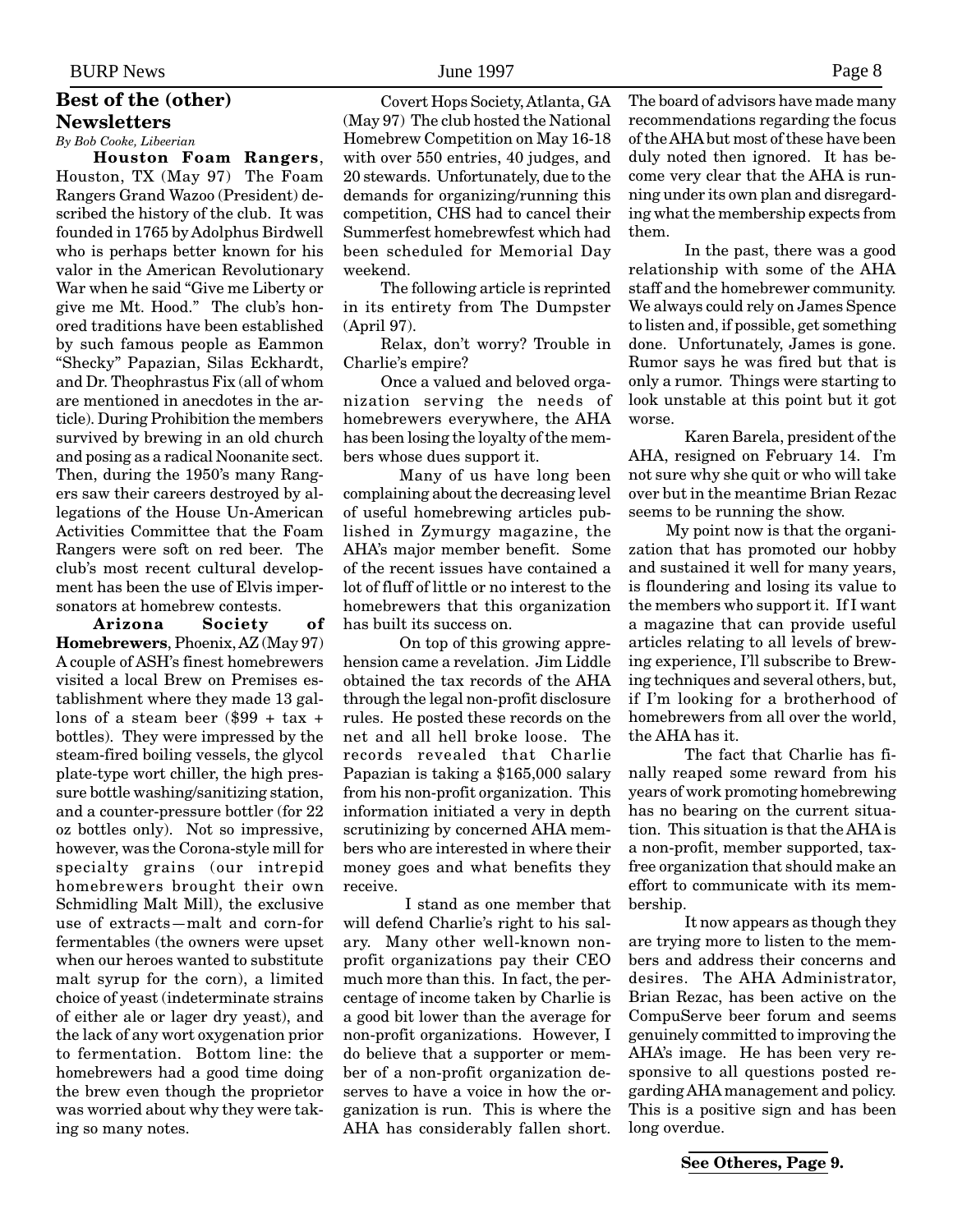## Best of the (other) Newsletters

*By Bob Cooke, Libeerian*

**Houston Foam Rangers**, Houston, TX (May 97) The Foam Rangers Grand Wazoo (President) described the history of the club. It was founded in 1765 by Adolphus Birdwell who is perhaps better known for his valor in the American Revolutionary War when he said "Give me Liberty or give me Mt. Hood." The club's honored traditions have been established by such famous people as Eammon "Shecky" Papazian, Silas Eckhardt, and Dr. Theophrastus Fix (all of whom are mentioned in anecdotes in the article). During Prohibition the members survived by brewing in an old church and posing as a radical Noonanite sect. Then, during the 1950's many Rangers saw their careers destroyed by allegations of the House Un-American Activities Committee that the Foam Rangers were soft on red beer. The club's most recent cultural development has been the use of Elvis impersonators at homebrew contests.

**Arizona Society of Homebrewers**, Phoenix, AZ (May 97) A couple of ASH's finest homebrewers visited a local Brew on Premises establishment where they made 13 gallons of a steam beer ($99 + tax + bottles). They were impressed by the steam-fired boiling vessels, the glycol plate-type wort chiller, the high pressure bottle washing/sanitizing station, and a counter-pressure bottler (for 22 oz bottles only). Not so impressive, however, was the Corona-style mill for specialty grains (our intrepid homebrewers brought their own Schmidling Malt Mill), the exclusive use of extracts—malt and corn-for fermentables (the owners were upset when our heroes wanted to substitute malt syrup for the corn), a limited choice of yeast (indeterminate strains of either ale or lager dry yeast), and the lack of any wort oxygenation prior to fermentation. Bottom line: the homebrewers had a good time doing the brew even though the proprietor was worried about why they were taking so many notes.

Covert Hops Society, Atlanta, GA (May 97) The club hosted the National Homebrew Competition on May 16-18 with over 550 entries, 40 judges, and 20 stewards. Unfortunately, due to the demands for organizing/running this competition, CHS had to cancel their Summerfest homebrewfest which had been scheduled for Memorial Day weekend.

The following article is reprinted in its entirety from The Dumpster (April 97).

Relax, don't worry? Trouble in Charlie's empire?

Once a valued and beloved organization serving the needs of homebrewers everywhere, the AHA has been losing the loyalty of the members whose dues support it.

Many of us have long been complaining about the decreasing level of useful homebrewing articles published in Zymurgy magazine, the AHA's major member benefit. Some of the recent issues have contained a lot of fluff of little or no interest to the homebrewers that this organization has built its success on.

On top of this growing apprehension came a revelation. Jim Liddle obtained the tax records of the AHA through the legal non-profit disclosure rules. He posted these records on the net and all hell broke loose. The records revealed that Charlie Papazian is taking a $165,000 salary from his non-profit organization. This information initiated a very in depth scrutinizing by concerned AHA members who are interested in where their money goes and what benefits they receive.

I stand as one member that will defend Charlie's right to his salary. Many other well-known non-profit organizations pay their CEO much more than this. In fact, the percentage of income taken by Charlie is a good bit lower than the average for non-profit organizations. However, I do believe that a supporter or member of a non-profit organization deserves to have a voice in how the organization is run. This is where the AHA has considerably fallen short. The board of advisors have made many recommendations regarding the focus of the AHA but most of these have been duly noted then ignored. It has become very clear that the AHA is running under its own plan and disregarding what the membership expects from them.

In the past, there was a good relationship with some of the AHA staff and the homebrewer community. We always could rely on James Spence to listen and, if possible, get something done. Unfortunately, James is gone. Rumor says he was fired but that is only a rumor. Things were starting to look unstable at this point but it got worse.

Karen Barela, president of the AHA, resigned on February 14. I'm not sure why she quit or who will take over but in the meantime Brian Rezac seems to be running the show.

My point now is that the organization that has promoted our hobby and sustained it well for many years, is floundering and losing its value to the members who support it. If I want a magazine that can provide useful articles relating to all levels of brewing experience, I'll subscribe to Brewing techniques and several others, but, if I'm looking for a brotherhood of homebrewers from all over the world, the AHA has it.

The fact that Charlie has finally reaped some reward from his years of work promoting homebrewing has no bearing on the current situation. This situation is that the AHA is a non-profit, member supported, tax-free organization that should make an effort to communicate with its membership.

It now appears as though they are trying more to listen to the members and address their concerns and desires. The AHA Administrator, Brian Rezac, has been active on the CompuServe beer forum and seems genuinely committed to improving the AHA's image. He has been very responsive to all questions posted regarding AHA management and policy. This is a positive sign and has been long overdue.

**See Otheres, Page 9.**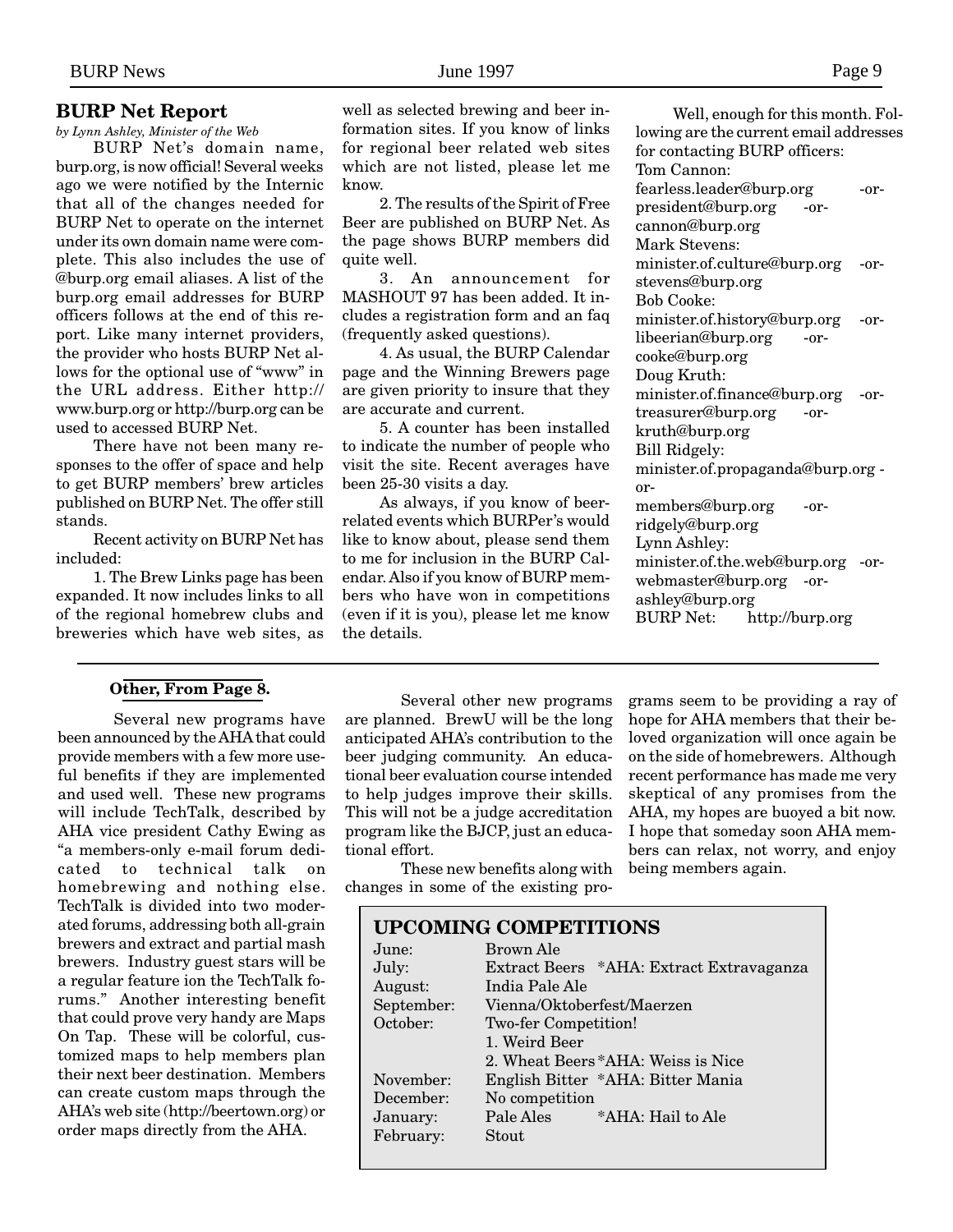## BURP Net Report

*by Lynn Ashley, Minister of the Web*

BURP Net's domain name, burp.org, is now official! Several weeks ago we were notified by the Internic that all of the changes needed for BURP Net to operate on the internet under its own domain name were complete. This also includes the use of @burp.org email aliases. A list of the burp.org email addresses for BURP officers follows at the end of this report. Like many internet providers, the provider who hosts BURP Net allows for the optional use of "www" in the URL address. Either http://www.burp.org or http://burp.org can be used to accessed BURP Net.

There have not been many responses to the offer of space and help to get BURP members' brew articles published on BURP Net. The offer still stands.

Recent activity on BURP Net has included:

1. The Brew Links page has been expanded. It now includes links to all of the regional homebrew clubs and breweries which have web sites, as well as selected brewing and beer information sites. If you know of links for regional beer related web sites which are not listed, please let me know.

2. The results of the Spirit of Free Beer are published on BURP Net. As the page shows BURP members did quite well.

3. An announcement for MASHOUT 97 has been added. It includes a registration form and an faq (frequently asked questions).

4. As usual, the BURP Calendar page and the Winning Brewers page are given priority to insure that they are accurate and current.

5. A counter has been installed to indicate the number of people who visit the site. Recent averages have been 25-30 visits a day.

As always, if you know of beer-related events which BURPer's would like to know about, please send them to me for inclusion in the BURP Calendar. Also if you know of BURP members who have won in competitions (even if it is you), please let me know the details.

Well, enough for this month. Following are the current email addresses for contacting BURP officers:

Tom Cannon:
fearless.leader@burp.org -or- president@burp.org -or- cannon@burp.org

Mark Stevens:
minister.of.culture@burp.org -or- stevens@burp.org

Bob Cooke:
minister.of.history@burp.org -or- libeerian@burp.org -or- cooke@burp.org

Doug Kruth:
minister.of.finance@burp.org -or- treasurer@burp.org -or- kruth@burp.org

Bill Ridgely:
minister.of.propaganda@burp.org -or- members@burp.org -or- ridgely@burp.org

Lynn Ashley:
minister.of.the.web@burp.org -or- webmaster@burp.org -or- ashley@burp.org

BURP Net: http://burp.org

---

**Other, From Page 8.**

Several new programs have been announced by the AHA that could provide members with a few more useful benefits if they are implemented and used well. These new programs will include TechTalk, described by AHA vice president Cathy Ewing as "a members-only e-mail forum dedicated to technical talk on homebrewing and nothing else. TechTalk is divided into two moderated forums, addressing both all-grain brewers and extract and partial mash brewers. Industry guest stars will be a regular feature ion the TechTalk forums." Another interesting benefit that could prove very handy are Maps On Tap. These will be colorful, customized maps to help members plan their next beer destination. Members can create custom maps through the AHA's web site (http://beertown.org) or order maps directly from the AHA.

Several other new programs are planned. BrewU will be the long anticipated AHA's contribution to the beer judging community. An educational beer evaluation course intended to help judges improve their skills. This will not be a judge accreditation program like the BJCP, just an educational effort.

These new benefits along with changes in some of the existing programs seem to be providing a ray of hope for AHA members that their beloved organization will once again be on the side of homebrewers. Although recent performance has made me very skeptical of any promises from the AHA, my hopes are buoyed a bit now. I hope that someday soon AHA members can relax, not worry, and enjoy being members again.

### UPCOMING COMPETITIONS

| | |
|---|---|
| June: | Brown Ale |
| July: | Extract Beers *AHA: Extract Extravaganza |
| August: | India Pale Ale |
| September: | Vienna/Oktoberfest/Maerzen |
| October: | Two-fer Competition! |
| | 1. Weird Beer |
| | 2. Wheat Beers *AHA: Weiss is Nice |
| November: | English Bitter *AHA: Bitter Mania |
| December: | No competition |
| January: | Pale Ales *AHA: Hail to Ale |
| February: | Stout |